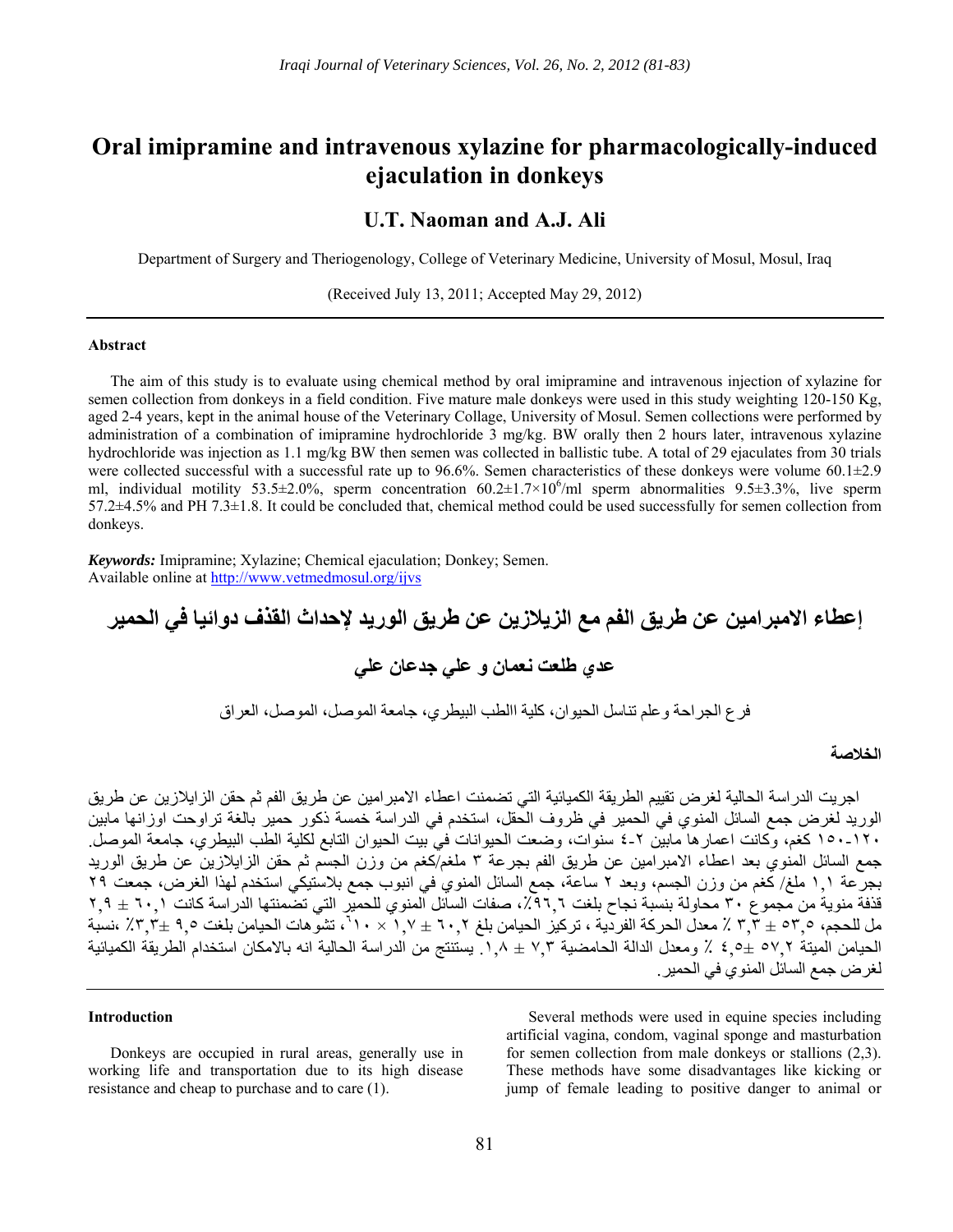# Oral imipramine and intravenous xylazine for pharmacologically-induced ejaculation in donkeys

## U.T. Naoman and A.J. Ali

Department of Surgery and Theriogenology, College of Veterinary Medicine, University of Mosul, Mosul, Iraq

(Received July 13, 2011; Accepted May 29, 2012)

### Abstract

The aim of this study is to evaluate using chemical method by oral imipramine and intravenous injection of xylazine for semen collection from donkeys in a field condition. Five mature male donkeys were used in this study weighting 120-150 Kg, aged 2-4 years, kept in the animal house of the Veterinary Collage, University of Mosul. Semen collections were performed by administration of a combination of imipramine hydrochloride 3 mg/kg. BW orally then 2 hours later, intravenous xylazine hydrochloride was injection as 1.1 mg/kg BW then semen was collected in ballistic tube. A total of 29 ejaculates from 30 trials were collected successful with a successful rate up to 96.6%. Semen characteristics of these donkeys were volume 60.1±2.9 ml, individual motility 53.5±2.0%, sperm concentration $60.2\pm1.7\times10^{6}$/ml sperm abnormalities 9.5±3.3%, live sperm 57.2±4.5% and PH 7.3±1.8. It could be concluded that, chemical method could be used successfully for semen collection from donkeys.

***Keywords:*** Imipramine; Xylazine; Chemical ejaculation; Donkey; Semen.
Available online at http://www.vetmedmosul.org/ijvs

# إعطاء الامبرامين عن طريق الفم مع الزيلازين عن طريق الوريد لإحداث القذف دوائيا في الحمير

## عدي طلعت نعمان و علي جدعان علي

فرع الجراحة وعلم تناسل الحيوان، كلية االطب البيطري، جامعة الموصل، الموصل، العراق

### الخلاصة

اجريت الدراسة الحالية لغرض تقييم الطريقة الكيميائية التي تضمنت اعطاء الامبرامين عن طريق الفم ثم حقن الزايلازين عن طريق الوريد لغرض جمع السائل المنوي في الحمير في ظروف الحقل، استخدم في الدراسة خمسة ذكور حمير بالغة تراوحت اوزانها مابين ١٢٠-١٥٠ كغم، وكانت اعمارها مابين ٢-٤ سنوات، وضعت الحيوانات في بيت الحيوان التابع لكلية الطب البيطري، جامعة الموصل. جمع السائل المنوي بعد اعطاء الامبرامين عن طريق الفم بجرعة ٣ ملغم/كغم من وزن الجسم ثم حقن الزايلازين عن طريق الوريد بجرعة ١,١ ملغ/ كغم من وزن الجسم، وبعد ٢ ساعة، جمع السائل المنوي في انبوب جمع بلاستيكي استخدم لهذا الغرض، جمعت ٢٩ قذفة منوية من مجموع ٣٠ محاولة بنسبة نجاح بلغت ٩٦,٦٪، صفات السائل المنوي للحمير التي تضمنتها الدراسة كانت ٦٠,١ ± ٢,٩ مل للحجم، ٥٣,٥ ± ٣,٣ ٪ معدل الحركة الفردية ، تركيز الحيامن بلغ ٦٠,٢ ± ١,٧ × ١٠^٦، تشوهات الحيامن بلغت ٩,٥ ±٣,٣٪ ،نسبة الحيامن الميتة ٥٧,٢ ±٤,٥ ٪ ومعدل الدالة الحامضية ٧,٣ ± ١,٨. يستنتج من الدراسة الحالية انه بالامكان استخدام الطريقة الكيميائية لغرض جمع السائل المنوي في الحمير.

### Introduction

Donkeys are occupied in rural areas, generally use in working life and transportation due to its high disease resistance and cheap to purchase and to care (1).

Several methods were used in equine species including artificial vagina, condom, vaginal sponge and masturbation for semen collection from male donkeys or stallions (2,3). These methods have some disadvantages like kicking or jump of female leading to positive danger to animal or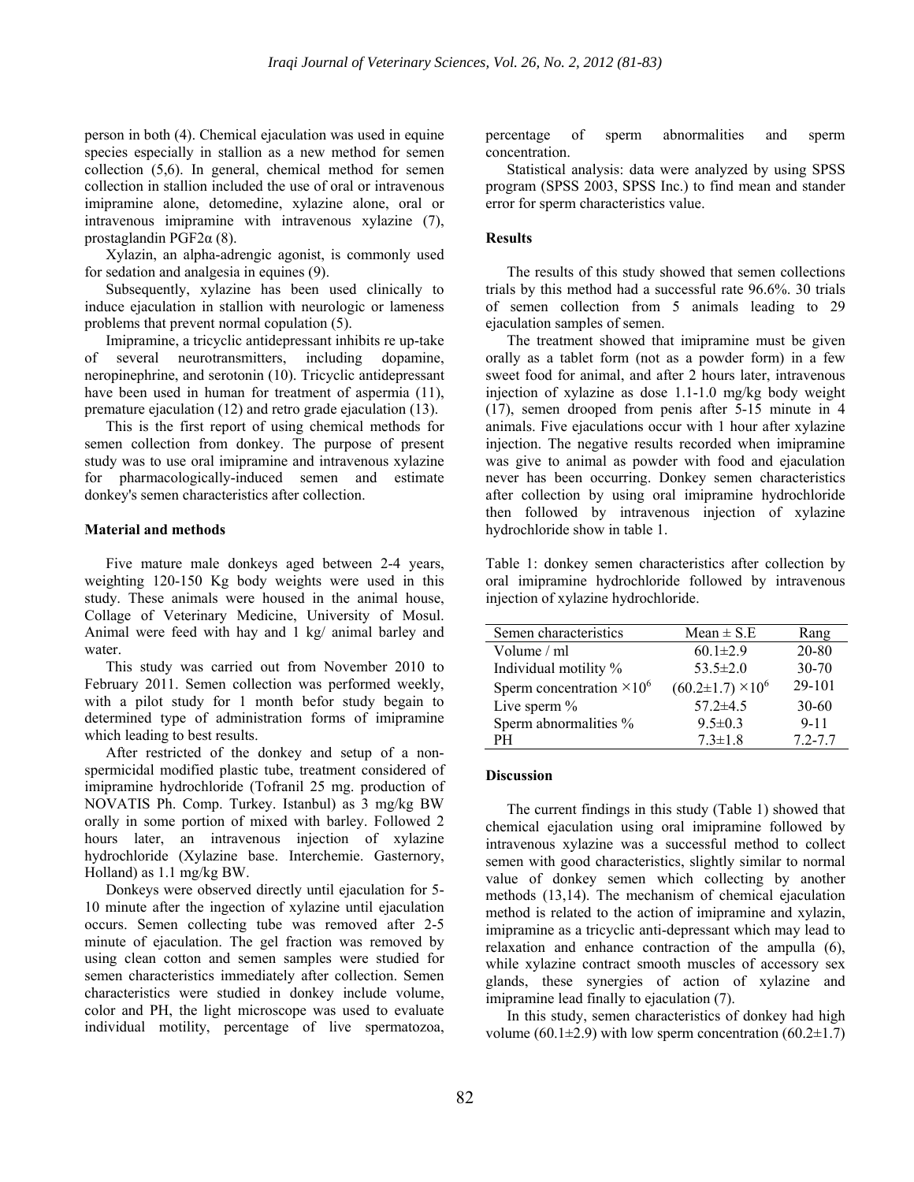person in both (4). Chemical ejaculation was used in equine species especially in stallion as a new method for semen collection (5,6). In general, chemical method for semen collection in stallion included the use of oral or intravenous imipramine alone, detomedine, xylazine alone, oral or intravenous imipramine with intravenous xylazine (7), prostaglandin PGF2α (8).

Xylazin, an alpha-adrengic agonist, is commonly used for sedation and analgesia in equines (9).

Subsequently, xylazine has been used clinically to induce ejaculation in stallion with neurologic or lameness problems that prevent normal copulation (5).

Imipramine, a tricyclic antidepressant inhibits re up-take of several neurotransmitters, including dopamine, neropinephrine, and serotonin (10). Tricyclic antidepressant have been used in human for treatment of aspermia (11), premature ejaculation (12) and retro grade ejaculation (13).

This is the first report of using chemical methods for semen collection from donkey. The purpose of present study was to use oral imipramine and intravenous xylazine for pharmacologically-induced semen and estimate donkey's semen characteristics after collection.

## Material and methods

Five mature male donkeys aged between 2-4 years, weighting 120-150 Kg body weights were used in this study. These animals were housed in the animal house, Collage of Veterinary Medicine, University of Mosul. Animal were feed with hay and 1 kg/ animal barley and water.

This study was carried out from November 2010 to February 2011. Semen collection was performed weekly, with a pilot study for 1 month befor study begain to determined type of administration forms of imipramine which leading to best results.

After restricted of the donkey and setup of a non-spermicidal modified plastic tube, treatment considered of imipramine hydrochloride (Tofranil 25 mg. production of NOVATIS Ph. Comp. Turkey. Istanbul) as 3 mg/kg BW orally in some portion of mixed with barley. Followed 2 hours later, an intravenous injection of xylazine hydrochloride (Xylazine base. Interchemie. Gasternory, Holland) as 1.1 mg/kg BW.

Donkeys were observed directly until ejaculation for 5-10 minute after the ingection of xylazine until ejaculation occurs. Semen collecting tube was removed after 2-5 minute of ejaculation. The gel fraction was removed by using clean cotton and semen samples were studied for semen characteristics immediately after collection. Semen characteristics were studied in donkey include volume, color and PH, the light microscope was used to evaluate individual motility, percentage of live spermatozoa, percentage of sperm abnormalities and sperm concentration.

Statistical analysis: data were analyzed by using SPSS program (SPSS 2003, SPSS Inc.) to find mean and stander error for sperm characteristics value.

## Results

The results of this study showed that semen collections trials by this method had a successful rate 96.6%. 30 trials of semen collection from 5 animals leading to 29 ejaculation samples of semen.

The treatment showed that imipramine must be given orally as a tablet form (not as a powder form) in a few sweet food for animal, and after 2 hours later, intravenous injection of xylazine as dose 1.1-1.0 mg/kg body weight (17), semen drooped from penis after 5-15 minute in 4 animals. Five ejaculations occur with 1 hour after xylazine injection. The negative results recorded when imipramine was give to animal as powder with food and ejaculation never has been occurring. Donkey semen characteristics after collection by using oral imipramine hydrochloride then followed by intravenous injection of xylazine hydrochloride show in table 1.

Table 1: donkey semen characteristics after collection by oral imipramine hydrochloride followed by intravenous injection of xylazine hydrochloride.

| Semen characteristics | Mean ± S.E | Rang |
|---|---|---|
| Volume / ml | 60.1±2.9 | 20-80 |
| Individual motility % | 53.5±2.0 | 30-70 |
| Sperm concentration $\times 10^6$ | $(60.2\pm1.7)\times 10^6$ | 29-101 |
| Live sperm % | 57.2±4.5 | 30-60 |
| Sperm abnormalities % | 9.5±0.3 | 9-11 |
| PH | 7.3±1.8 | 7.2-7.7 |

## Discussion

The current findings in this study (Table 1) showed that chemical ejaculation using oral imipramine followed by intravenous xylazine was a successful method to collect semen with good characteristics, slightly similar to normal value of donkey semen which collecting by another methods (13,14). The mechanism of chemical ejaculation method is related to the action of imipramine and xylazin, imipramine as a tricyclic anti-depressant which may lead to relaxation and enhance contraction of the ampulla (6), while xylazine contract smooth muscles of accessory sex glands, these synergies of action of xylazine and imipramine lead finally to ejaculation (7).

In this study, semen characteristics of donkey had high volume (60.1±2.9) with low sperm concentration (60.2±1.7)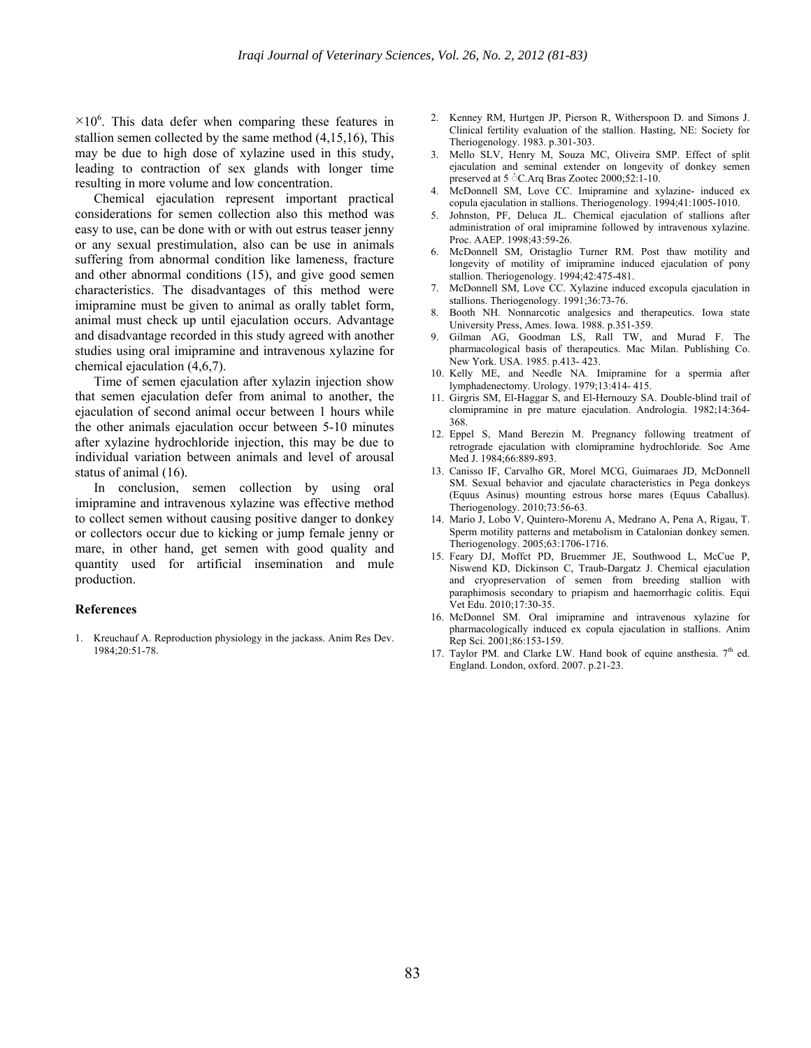$\times 10^6$. This data defer when comparing these features in stallion semen collected by the same method (4,15,16), This may be due to high dose of xylazine used in this study, leading to contraction of sex glands with longer time resulting in more volume and low concentration.

Chemical ejaculation represent important practical considerations for semen collection also this method was easy to use, can be done with or with out estrus teaser jenny or any sexual prestimulation, also can be use in animals suffering from abnormal condition like lameness, fracture and other abnormal conditions (15), and give good semen characteristics. The disadvantages of this method were imipramine must be given to animal as orally tablet form, animal must check up until ejaculation occurs. Advantage and disadvantage recorded in this study agreed with another studies using oral imipramine and intravenous xylazine for chemical ejaculation (4,6,7).

Time of semen ejaculation after xylazin injection show that semen ejaculation defer from animal to another, the ejaculation of second animal occur between 1 hours while the other animals ejaculation occur between 5-10 minutes after xylazine hydrochloride injection, this may be due to individual variation between animals and level of arousal status of animal (16).

In conclusion, semen collection by using oral imipramine and intravenous xylazine was effective method to collect semen without causing positive danger to donkey or collectors occur due to kicking or jump female jenny or mare, in other hand, get semen with good quality and quantity used for artificial insemination and mule production.

## References

1. Kreuchauf A. Reproduction physiology in the jackass. Anim Res Dev. 1984;20:51-78.
2. Kenney RM, Hurtgen JP, Pierson R, Witherspoon D. and Simons J. Clinical fertility evaluation of the stallion. Hasting, NE: Society for Theriogenology. 1983. p.301-303.
3. Mello SLV, Henry M, Souza MC, Oliveira SMP. Effect of split ejaculation and seminal extender on longevity of donkey semen preserved at 5 ○̇C.Arq Bras Zootec 2000;52:1-10.
4. McDonnell SM, Love CC. Imipramine and xylazine- induced ex copula ejaculation in stallions. Theriogenology. 1994;41:1005-1010.
5. Johnston, PF, Deluca JL. Chemical ejaculation of stallions after administration of oral imipramine followed by intravenous xylazine. Proc. AAEP. 1998;43:59-26.
6. McDonnell SM, Oristaglio Turner RM. Post thaw motility and longevity of motility of imipramine induced ejaculation of pony stallion. Theriogenology. 1994;42:475-481.
7. McDonnell SM, Love CC. Xylazine induced excopula ejaculation in stallions. Theriogenology. 1991;36:73-76.
8. Booth NH. Nonnarcotic analgesics and therapeutics. Iowa state University Press, Ames. Iowa. 1988. p.351-359.
9. Gilman AG, Goodman LS, Rall TW, and Murad F. The pharmacological basis of therapeutics. Mac Milan. Publishing Co. New York. USA. 1985. p.413- 423.
10. Kelly ME, and Needle NA. Imipramine for a spermia after lymphadenectomy. Urology. 1979;13:414- 415.
11. Girgris SM, El-Haggar S, and El-Hernouzy SA. Double-blind trail of clomipramine in pre mature ejaculation. Andrologia. 1982;14:364-368.
12. Eppel S, Mand Berezin M. Pregnancy following treatment of retrograde ejaculation with clomipramine hydrochloride. Soc Ame Med J. 1984;66:889-893.
13. Canisso IF, Carvalho GR, Morel MCG, Guimaraes JD, McDonnell SM. Sexual behavior and ejaculate characteristics in Pega donkeys (Equus Asinus) mounting estrous horse mares (Equus Caballus). Theriogenology. 2010;73:56-63.
14. Mario J, Lobo V, Quintero-Morenu A, Medrano A, Pena A, Rigau, T. Sperm motility patterns and metabolism in Catalonian donkey semen. Theriogenology. 2005;63:1706-1716.
15. Feary DJ, Moffct PD, Bruemmer JE, Southwood L, McCue P, Niswend KD, Dickinson C, Traub-Dargatz J. Chemical ejaculation and cryopreservation of semen from breeding stallion with paraphimosis secondary to priapism and haemorrhagic colitis. Equi Vet Edu. 2010;17:30-35.
16. McDonnel SM. Oral imipramine and intravenous xylazine for pharmacologically induced ex copula ejaculation in stallions. Anim Rep Sci. 2001;86:153-159.
17. Taylor PM. and Clarke LW. Hand book of equine ansthesia. 7th ed. England. London, oxford. 2007. p.21-23.